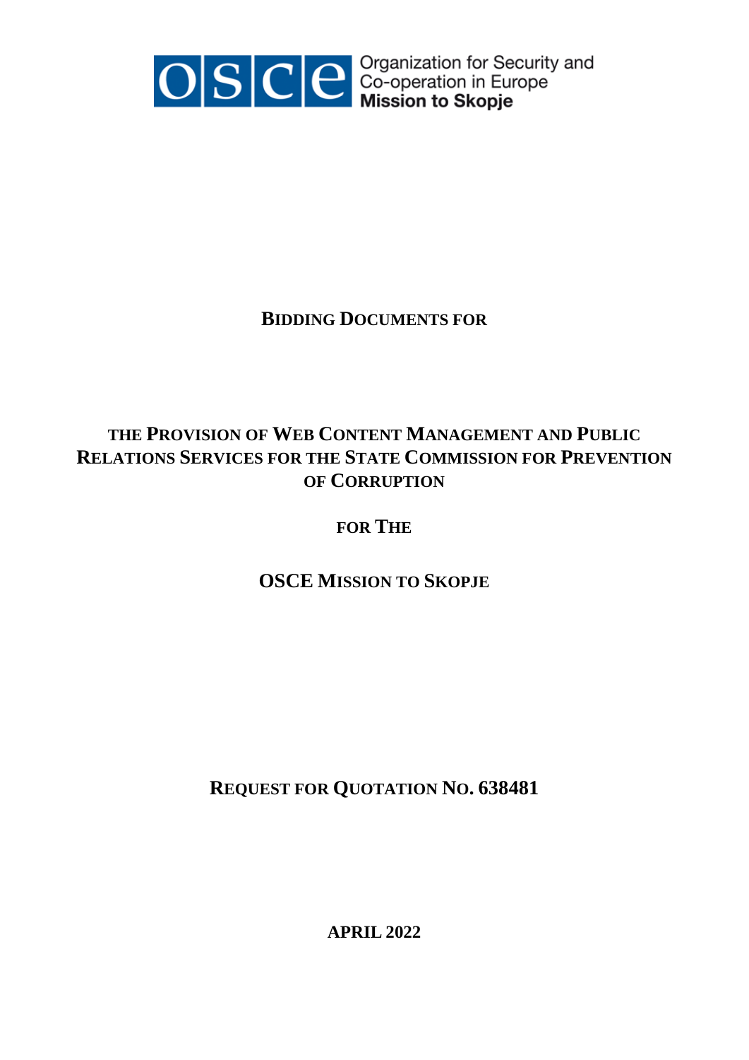Organization for Security and Co-operation in Europe
**Mission to Skopje**

# BIDDING DOCUMENTS FOR

# THE PROVISION OF WEB CONTENT MANAGEMENT AND PUBLIC RELATIONS SERVICES FOR THE STATE COMMISSION FOR PREVENTION OF CORRUPTION

## FOR THE

## OSCE MISSION TO SKOPJE

## REQUEST FOR QUOTATION NO. 638481

**APRIL 2022**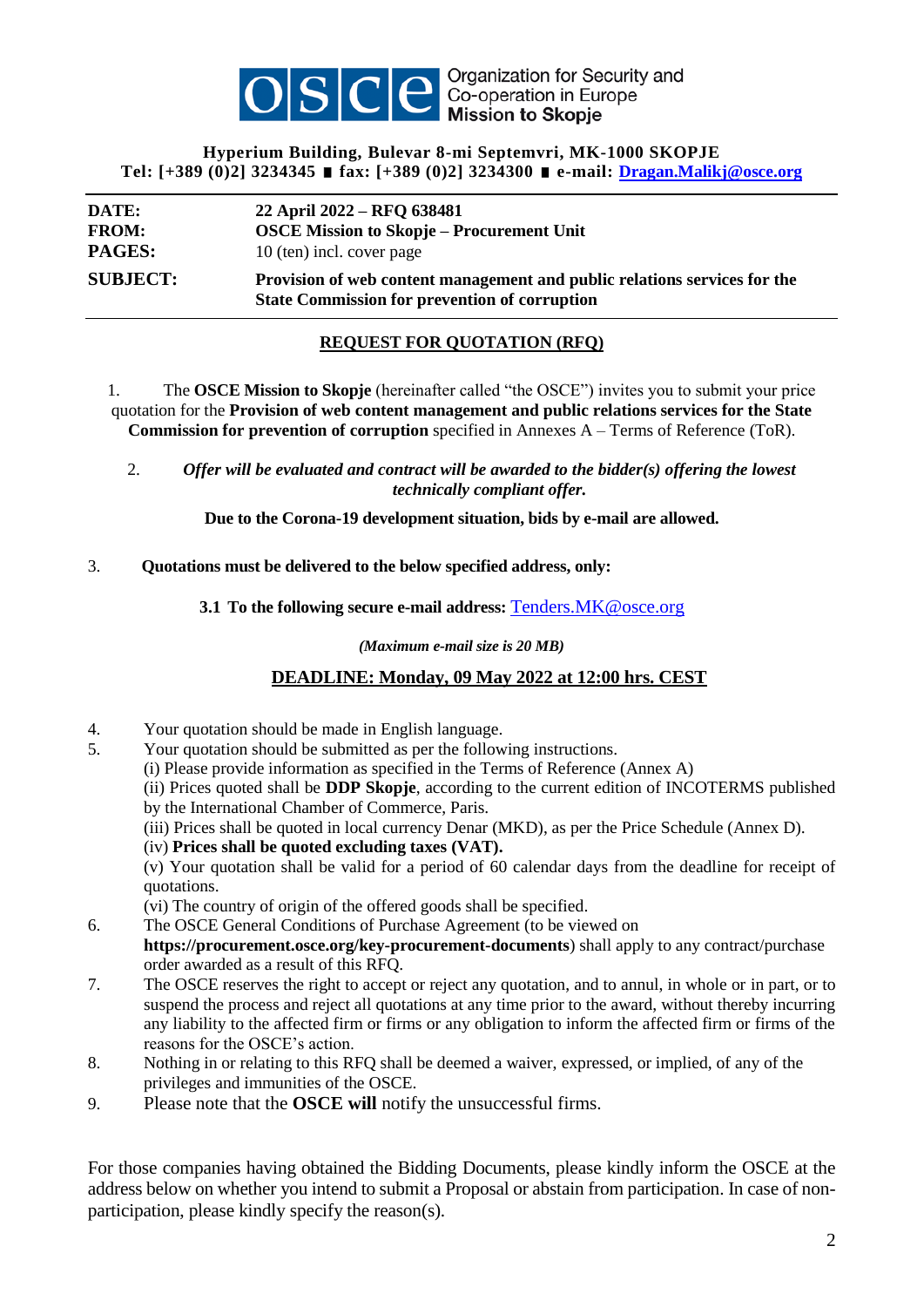Organization for Security and Co-operation in Europe
**Mission to Skopje**

**Hyperium Building, Bulevar 8-mi Septemvri, MK-1000 SKOPJE**
**Tel: [+389 (0)2] 3234345 ∎ fax: [+389 (0)2] 3234300 ∎ e-mail: Dragan.Malikj@osce.org**

| | |
|---|---|
| **DATE:** | **22 April 2022 – RFQ 638481** |
| **FROM:** | **OSCE Mission to Skopje – Procurement Unit** |
| **PAGES:** | 10 (ten) incl. cover page |
| **SUBJECT:** | **Provision of web content management and public relations services for the State Commission for prevention of corruption** |

## REQUEST FOR QUOTATION (RFQ)

1. The **OSCE Mission to Skopje** (hereinafter called "the OSCE") invites you to submit your price quotation for the **Provision of web content management and public relations services for the State Commission for prevention of corruption** specified in Annexes A – Terms of Reference (ToR).

2. ***Offer will be evaluated and contract will be awarded to the bidder(s) offering the lowest technically compliant offer.***

**Due to the Corona-19 development situation, bids by e-mail are allowed.**

3. **Quotations must be delivered to the below specified address, only:**

   **3.1 To the following secure e-mail address:** Tenders.MK@osce.org

   ***(Maximum e-mail size is 20 MB)***

**DEADLINE: Monday, 09 May 2022 at 12:00 hrs. CEST**

4. Your quotation should be made in English language.
5. Your quotation should be submitted as per the following instructions.
   (i) Please provide information as specified in the Terms of Reference (Annex A)
   (ii) Prices quoted shall be **DDP Skopje**, according to the current edition of INCOTERMS published by the International Chamber of Commerce, Paris.
   (iii) Prices shall be quoted in local currency Denar (MKD), as per the Price Schedule (Annex D).
   (iv) **Prices shall be quoted excluding taxes (VAT).**
   (v) Your quotation shall be valid for a period of 60 calendar days from the deadline for receipt of quotations.
   (vi) The country of origin of the offered goods shall be specified.
6. The OSCE General Conditions of Purchase Agreement (to be viewed on **https://procurement.osce.org/key-procurement-documents**) shall apply to any contract/purchase order awarded as a result of this RFQ.
7. The OSCE reserves the right to accept or reject any quotation, and to annul, in whole or in part, or to suspend the process and reject all quotations at any time prior to the award, without thereby incurring any liability to the affected firm or firms or any obligation to inform the affected firm or firms of the reasons for the OSCE's action.
8. Nothing in or relating to this RFQ shall be deemed a waiver, expressed, or implied, of any of the privileges and immunities of the OSCE.
9. Please note that the **OSCE will** notify the unsuccessful firms.

For those companies having obtained the Bidding Documents, please kindly inform the OSCE at the address below on whether you intend to submit a Proposal or abstain from participation. In case of non-participation, please kindly specify the reason(s).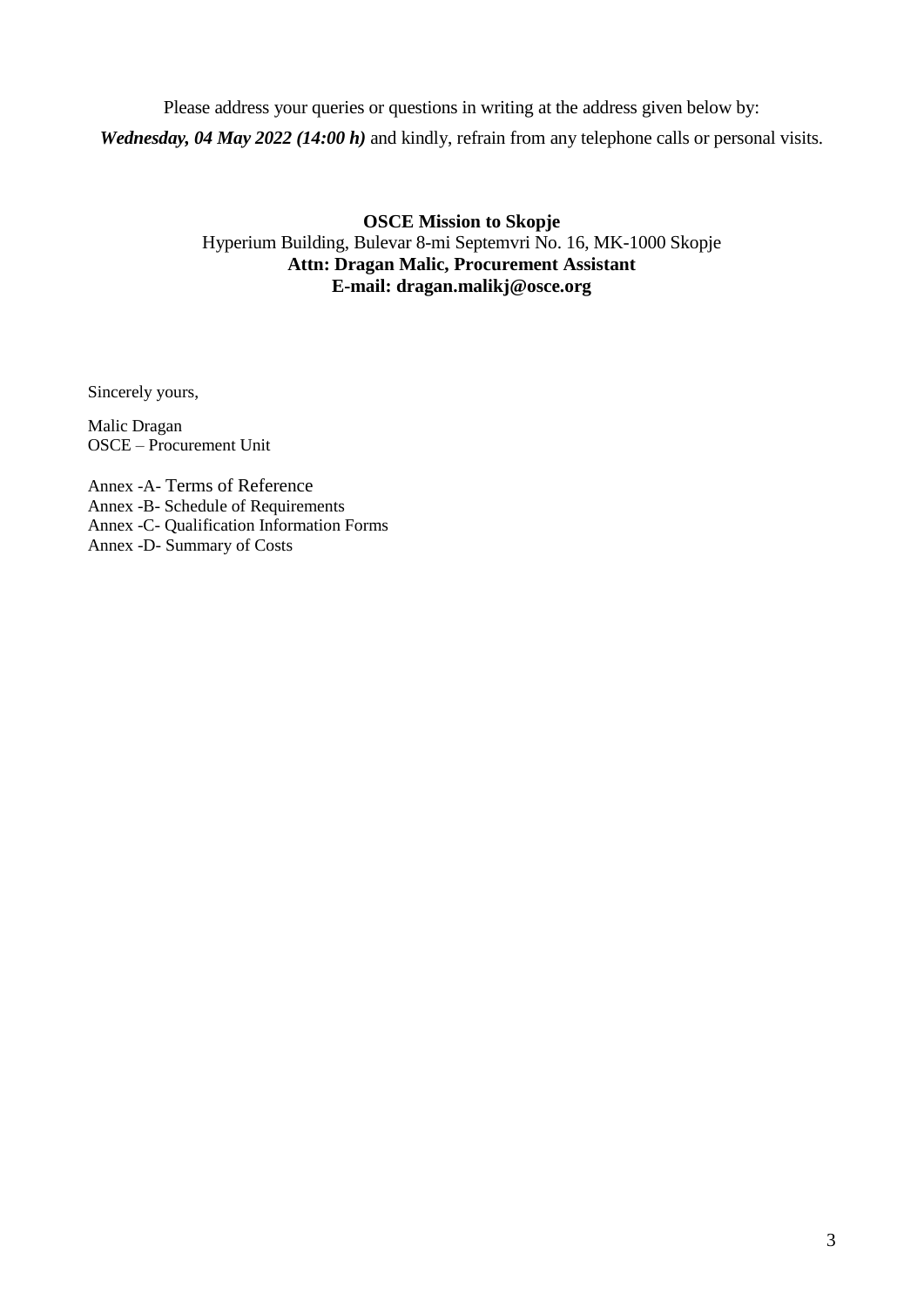Please address your queries or questions in writing at the address given below by:

***Wednesday, 04 May 2022 (14:00 h)*** and kindly, refrain from any telephone calls or personal visits.

**OSCE Mission to Skopje**
Hyperium Building, Bulevar 8-mi Septemvri No. 16, MK-1000 Skopje
**Attn: Dragan Malic, Procurement Assistant**
**E-mail: dragan.malikj@osce.org**

Sincerely yours,

Malic Dragan
OSCE – Procurement Unit

Annex -A- Terms of Reference
Annex -B- Schedule of Requirements
Annex -C- Qualification Information Forms
Annex -D- Summary of Costs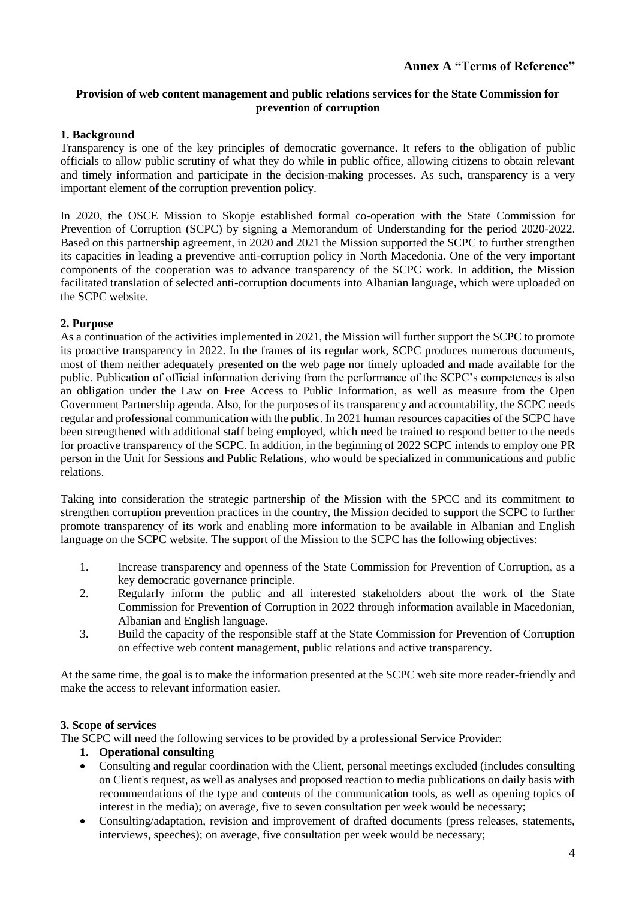**Annex A "Terms of Reference"**

**Provision of web content management and public relations services for the State Commission for prevention of corruption**

## 1. Background

Transparency is one of the key principles of democratic governance. It refers to the obligation of public officials to allow public scrutiny of what they do while in public office, allowing citizens to obtain relevant and timely information and participate in the decision-making processes. As such, transparency is a very important element of the corruption prevention policy.

In 2020, the OSCE Mission to Skopje established formal co-operation with the State Commission for Prevention of Corruption (SCPC) by signing a Memorandum of Understanding for the period 2020-2022. Based on this partnership agreement, in 2020 and 2021 the Mission supported the SCPC to further strengthen its capacities in leading a preventive anti-corruption policy in North Macedonia. One of the very important components of the cooperation was to advance transparency of the SCPC work. In addition, the Mission facilitated translation of selected anti-corruption documents into Albanian language, which were uploaded on the SCPC website.

## 2. Purpose

As a continuation of the activities implemented in 2021, the Mission will further support the SCPC to promote its proactive transparency in 2022. In the frames of its regular work, SCPC produces numerous documents, most of them neither adequately presented on the web page nor timely uploaded and made available for the public. Publication of official information deriving from the performance of the SCPC's competences is also an obligation under the Law on Free Access to Public Information, as well as measure from the Open Government Partnership agenda. Also, for the purposes of its transparency and accountability, the SCPC needs regular and professional communication with the public. In 2021 human resources capacities of the SCPC have been strengthened with additional staff being employed, which need be trained to respond better to the needs for proactive transparency of the SCPC. In addition, in the beginning of 2022 SCPC intends to employ one PR person in the Unit for Sessions and Public Relations, who would be specialized in communications and public relations.

Taking into consideration the strategic partnership of the Mission with the SPCC and its commitment to strengthen corruption prevention practices in the country, the Mission decided to support the SCPC to further promote transparency of its work and enabling more information to be available in Albanian and English language on the SCPC website. The support of the Mission to the SCPC has the following objectives:

1. Increase transparency and openness of the State Commission for Prevention of Corruption, as a key democratic governance principle.
2. Regularly inform the public and all interested stakeholders about the work of the State Commission for Prevention of Corruption in 2022 through information available in Macedonian, Albanian and English language.
3. Build the capacity of the responsible staff at the State Commission for Prevention of Corruption on effective web content management, public relations and active transparency.

At the same time, the goal is to make the information presented at the SCPC web site more reader-friendly and make the access to relevant information easier.

## 3. Scope of services

The SCPC will need the following services to be provided by a professional Service Provider:

1. **Operational consulting**

- Consulting and regular coordination with the Client, personal meetings excluded (includes consulting on Client's request, as well as analyses and proposed reaction to media publications on daily basis with recommendations of the type and contents of the communication tools, as well as opening topics of interest in the media); on average, five to seven consultation per week would be necessary;
- Consulting/adaptation, revision and improvement of drafted documents (press releases, statements, interviews, speeches); on average, five consultation per week would be necessary;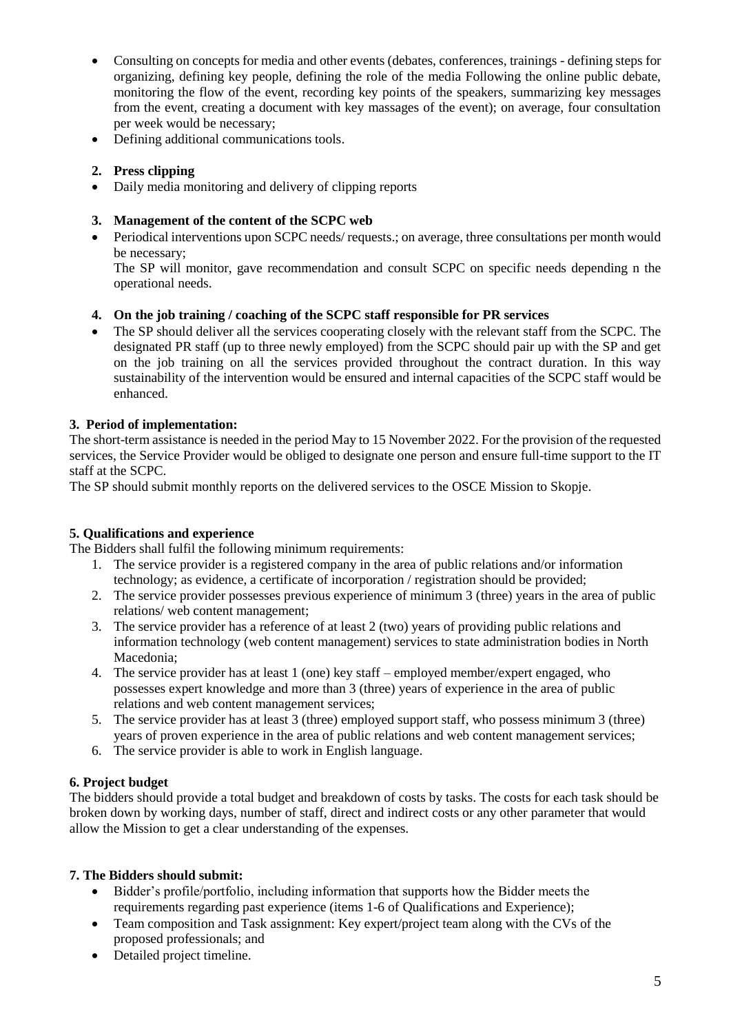- Consulting on concepts for media and other events (debates, conferences, trainings - defining steps for organizing, defining key people, defining the role of the media Following the online public debate, monitoring the flow of the event, recording key points of the speakers, summarizing key messages from the event, creating a document with key massages of the event); on average, four consultation per week would be necessary;
- Defining additional communications tools.

**2. Press clipping**

- Daily media monitoring and delivery of clipping reports

**3. Management of the content of the SCPC web**

- Periodical interventions upon SCPC needs/ requests.; on average, three consultations per month would be necessary;

  The SP will monitor, gave recommendation and consult SCPC on specific needs depending n the operational needs.

**4. On the job training / coaching of the SCPC staff responsible for PR services**

- The SP should deliver all the services cooperating closely with the relevant staff from the SCPC. The designated PR staff (up to three newly employed) from the SCPC should pair up with the SP and get on the job training on all the services provided throughout the contract duration. In this way sustainability of the intervention would be ensured and internal capacities of the SCPC staff would be enhanced.

### 3. Period of implementation:

The short-term assistance is needed in the period May to 15 November 2022. For the provision of the requested services, the Service Provider would be obliged to designate one person and ensure full-time support to the IT staff at the SCPC.

The SP should submit monthly reports on the delivered services to the OSCE Mission to Skopje.

### 5. Qualifications and experience

The Bidders shall fulfil the following minimum requirements:

1. The service provider is a registered company in the area of public relations and/or information technology; as evidence, a certificate of incorporation / registration should be provided;
2. The service provider possesses previous experience of minimum 3 (three) years in the area of public relations/ web content management;
3. The service provider has a reference of at least 2 (two) years of providing public relations and information technology (web content management) services to state administration bodies in North Macedonia;
4. The service provider has at least 1 (one) key staff – employed member/expert engaged, who possesses expert knowledge and more than 3 (three) years of experience in the area of public relations and web content management services;
5. The service provider has at least 3 (three) employed support staff, who possess minimum 3 (three) years of proven experience in the area of public relations and web content management services;
6. The service provider is able to work in English language.

### 6. Project budget

The bidders should provide a total budget and breakdown of costs by tasks. The costs for each task should be broken down by working days, number of staff, direct and indirect costs or any other parameter that would allow the Mission to get a clear understanding of the expenses.

### 7. The Bidders should submit:

- Bidder's profile/portfolio, including information that supports how the Bidder meets the requirements regarding past experience (items 1-6 of Qualifications and Experience);
- Team composition and Task assignment: Key expert/project team along with the CVs of the proposed professionals; and
- Detailed project timeline.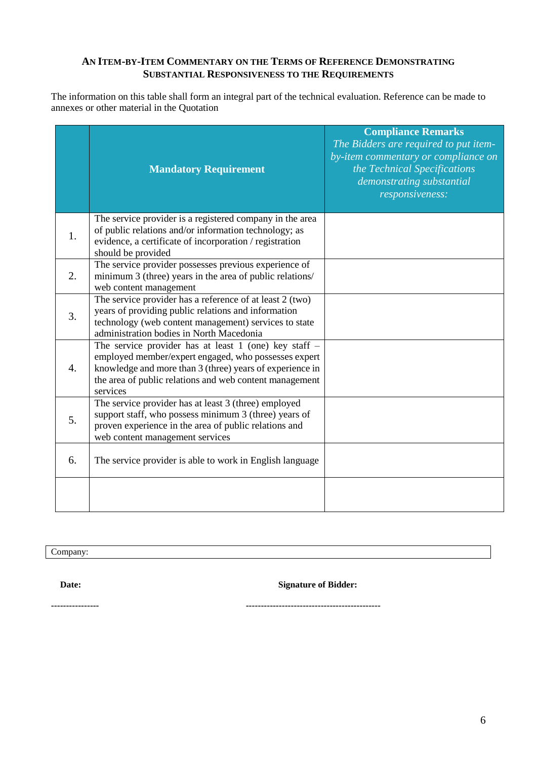### An Item-by-Item Commentary on the Terms of Reference Demonstrating Substantial Responsiveness to the Requirements

The information on this table shall form an integral part of the technical evaluation. Reference can be made to annexes or other material in the Quotation

| | Mandatory Requirement | **Compliance Remarks** *The Bidders are required to put item-by-item commentary or compliance on the Technical Specifications demonstrating substantial responsiveness:* |
|---|---|---|
| 1. | The service provider is a registered company in the area of public relations and/or information technology; as evidence, a certificate of incorporation / registration should be provided | |
| 2. | The service provider possesses previous experience of minimum 3 (three) years in the area of public relations/ web content management | |
| 3. | The service provider has a reference of at least 2 (two) years of providing public relations and information technology (web content management) services to state administration bodies in North Macedonia | |
| 4. | The service provider has at least 1 (one) key staff – employed member/expert engaged, who possesses expert knowledge and more than 3 (three) years of experience in the area of public relations and web content management services | |
| 5. | The service provider has at least 3 (three) employed support staff, who possess minimum 3 (three) years of proven experience in the area of public relations and web content management services | |
| 6. | The service provider is able to work in English language | |
| | | |

Company:

**Date:** ----------------

**Signature of Bidder:** --------------------------------------------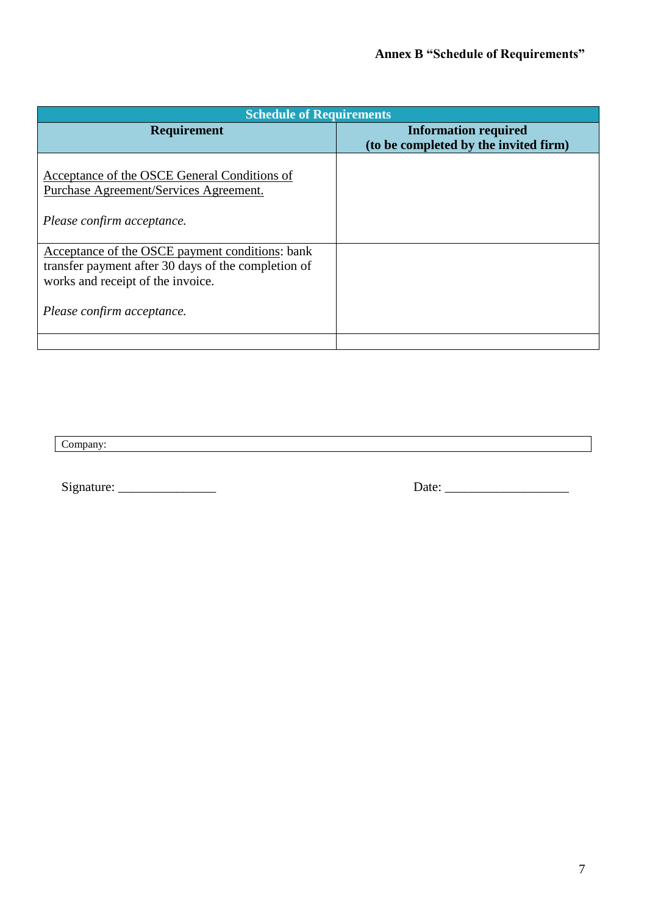**Annex B "Schedule of Requirements"**

| Schedule of Requirements | |
|---|---|
| **Requirement** | **Information required (to be completed by the invited firm)** |
| Acceptance of the OSCE General Conditions of Purchase Agreement/Services Agreement.<br><br>*Please confirm acceptance.* | |
| Acceptance of the OSCE payment conditions: bank transfer payment after 30 days of the completion of works and receipt of the invoice.<br><br>*Please confirm acceptance.* | |
| | |

| Company: |
|---|

Signature: _______________ Date: ___________________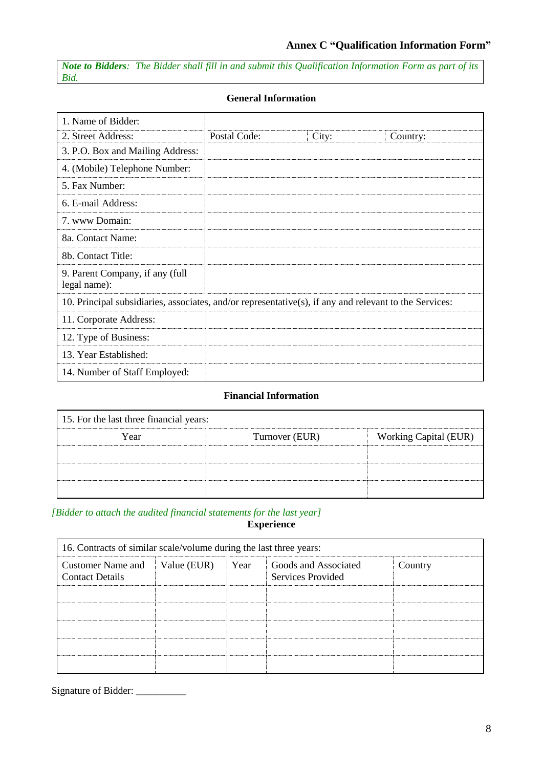### Annex C "Qualification Information Form"

***Note to Bidders**: The Bidder shall fill in and submit this Qualification Information Form as part of its Bid.*

**General Information**

| 1. Name of Bidder: | | | |
|---|---|---|---|
| 2. Street Address: | Postal Code: | City: | Country: |
| 3. P.O. Box and Mailing Address: | | | |
| 4. (Mobile) Telephone Number: | | | |
| 5. Fax Number: | | | |
| 6. E-mail Address: | | | |
| 7. www Domain: | | | |
| 8a. Contact Name: | | | |
| 8b. Contact Title: | | | |
| 9. Parent Company, if any (full legal name): | | | |
| 10. Principal subsidiaries, associates, and/or representative(s), if any and relevant to the Services: | | | |
| 11. Corporate Address: | | | |
| 12. Type of Business: | | | |
| 13. Year Established: | | | |
| 14. Number of Staff Employed: | | | |

**Financial Information**

| 15. For the last three financial years: | | |
|---|---|---|
| Year | Turnover (EUR) | Working Capital (EUR) |
| | | |
| | | |
| | | |

*[Bidder to attach the audited financial statements for the last year]*

**Experience**

| 16. Contracts of similar scale/volume during the last three years: | | | | |
|---|---|---|---|---|
| Customer Name and Contact Details | Value (EUR) | Year | Goods and Associated Services Provided | Country |
| | | | | |
| | | | | |
| | | | | |
| | | | | |
| | | | | |

Signature of Bidder: __________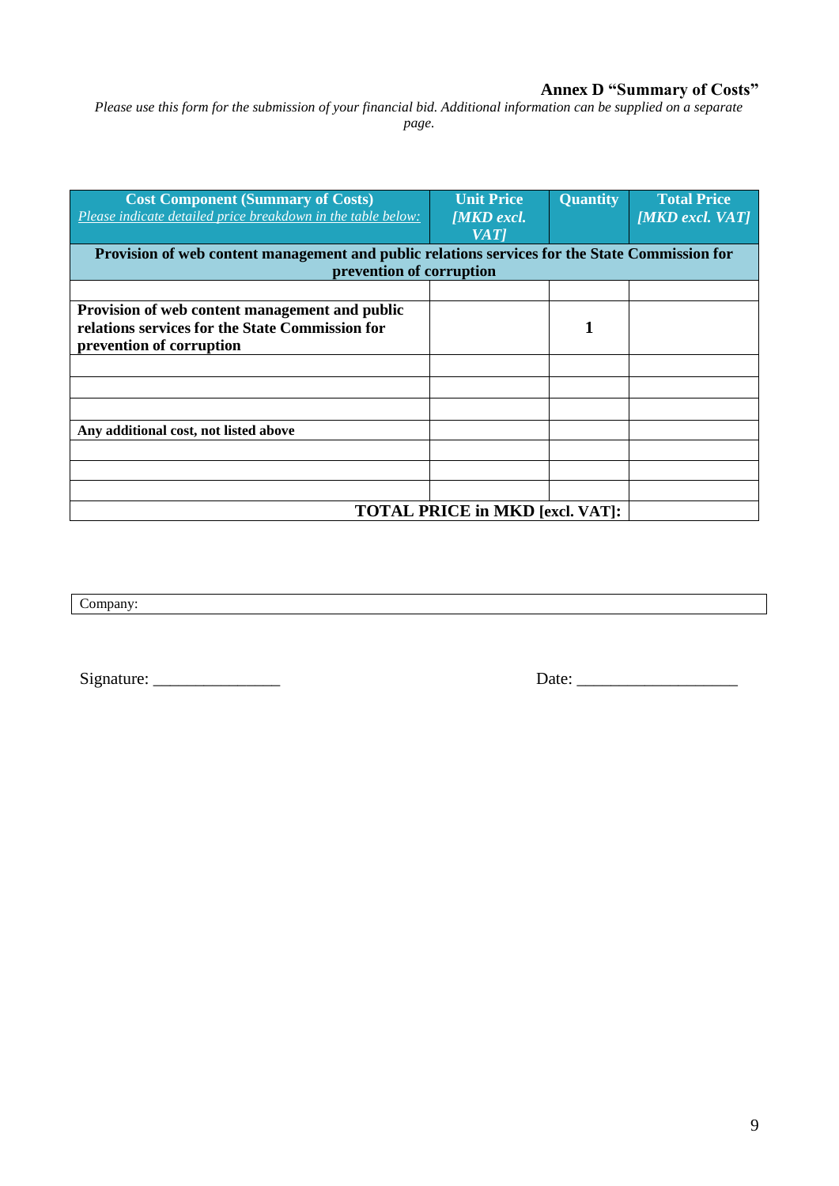**Annex D "Summary of Costs"**

*Please use this form for the submission of your financial bid. Additional information can be supplied on a separate page.*

| **Cost Component (Summary of Costs)** *Please indicate detailed price breakdown in the table below:* | **Unit Price** *[MKD excl. VAT]* | **Quantity** | **Total Price** *[MKD excl. VAT]* |
|---|---|---|---|
| **Provision of web content management and public relations services for the State Commission for prevention of corruption** | | | |
| | | | |
| **Provision of web content management and public relations services for the State Commission for prevention of corruption** | | **1** | |
| | | | |
| | | | |
| | | | |
| **Any additional cost, not listed above** | | | |
| | | | |
| | | | |
| | | | |
| | | **TOTAL PRICE in MKD [excl. VAT]:** | |

| Company: |
|---|

Signature: _______________ Date: ___________________